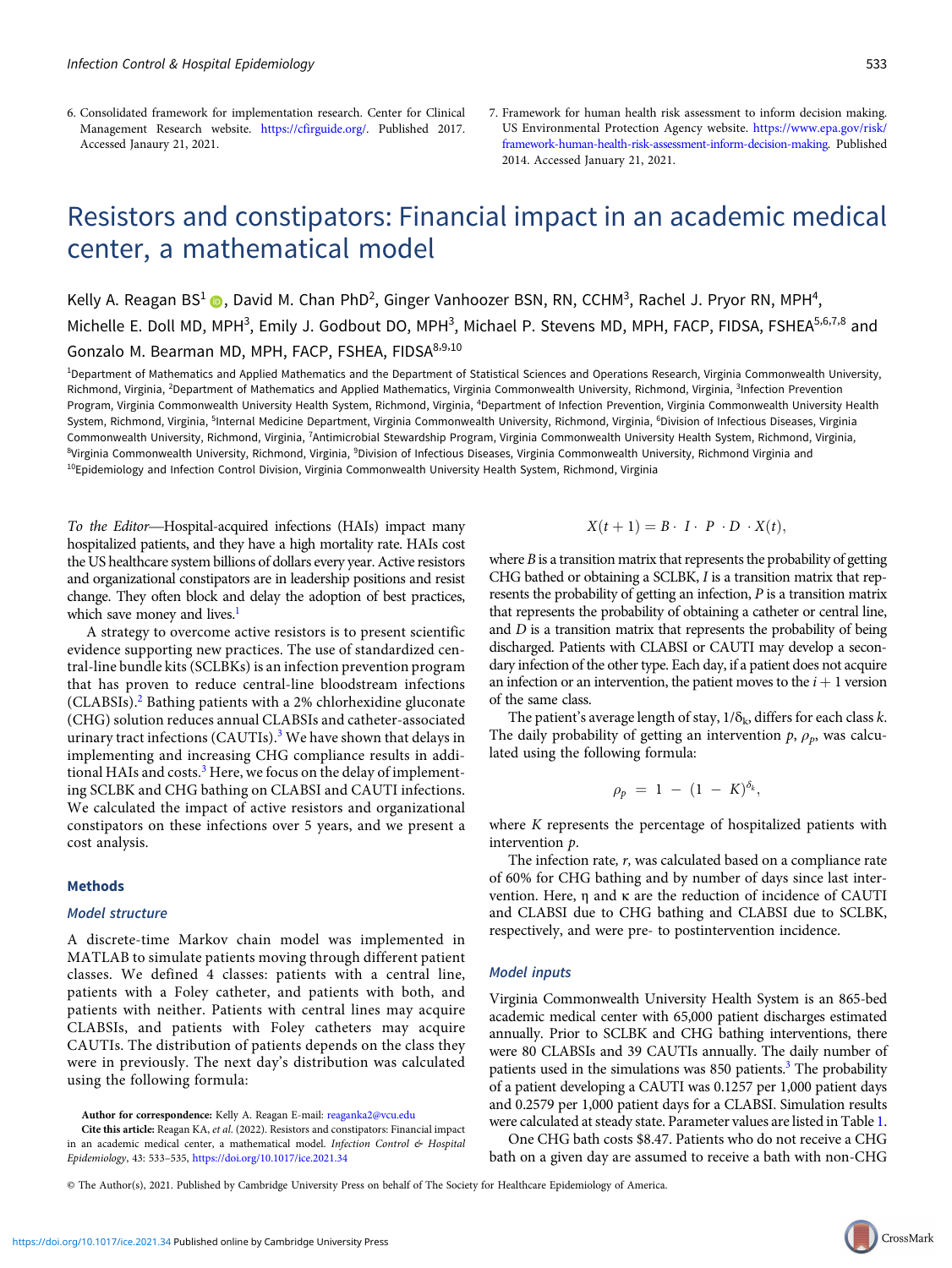6. Consolidated framework for implementation research. Center for Clinical Management Research website. https://cfirguide.org/. Published 2017. Accessed January 21, 2021.

7. Framework for human health risk assessment to inform decision making. US Environmental Protection Agency website. https://www.epa.gov/risk/framework-human-health-risk-assessment-inform-decision-making. Published 2014. Accessed January 21, 2021.

# Resistors and constipators: Financial impact in an academic medical center, a mathematical model

Kelly A. Reagan BS[1], David M. Chan PhD[2], Ginger Vanhoozer BSN, RN, CCHM[3], Rachel J. Pryor RN, MPH[4], Michelle E. Doll MD, MPH[3], Emily J. Godbout DO, MPH[3], Michael P. Stevens MD, MPH, FACP, FIDSA, FSHEA[5,6,7,8] and Gonzalo M. Bearman MD, MPH, FACP, FSHEA, FIDSA[8,9,10]

[1]Department of Mathematics and Applied Mathematics and the Department of Statistical Sciences and Operations Research, Virginia Commonwealth University, Richmond, Virginia, [2]Department of Mathematics and Applied Mathematics, Virginia Commonwealth University, Richmond, Virginia, [3]Infection Prevention Program, Virginia Commonwealth University Health System, Richmond, Virginia, [4]Department of Infection Prevention, Virginia Commonwealth University Health System, Richmond, Virginia, [5]Internal Medicine Department, Virginia Commonwealth University, Richmond, Virginia, [6]Division of Infectious Diseases, Virginia Commonwealth University, Richmond, Virginia, [7]Antimicrobial Stewardship Program, Virginia Commonwealth University Health System, Richmond, Virginia, [8]Virginia Commonwealth University, Richmond, Virginia, [9]Division of Infectious Diseases, Virginia Commonwealth University, Richmond Virginia and [10]Epidemiology and Infection Control Division, Virginia Commonwealth University Health System, Richmond, Virginia

*To the Editor*—Hospital-acquired infections (HAIs) impact many hospitalized patients, and they have a high mortality rate. HAIs cost the US healthcare system billions of dollars every year. Active resistors and organizational constipators are in leadership positions and resist change. They often block and delay the adoption of best practices, which save money and lives.[1]

A strategy to overcome active resistors is to present scientific evidence supporting new practices. The use of standardized central-line bundle kits (SCLBKs) is an infection prevention program that has proven to reduce central-line bloodstream infections (CLABSIs).[2] Bathing patients with a 2% chlorhexidine gluconate (CHG) solution reduces annual CLABSIs and catheter-associated urinary tract infections (CAUTIs).[3] We have shown that delays in implementing and increasing CHG compliance results in additional HAIs and costs.[3] Here, we focus on the delay of implementing SCLBK and CHG bathing on CLABSI and CAUTI infections. We calculated the impact of active resistors and organizational constipators on these infections over 5 years, and we present a cost analysis.

## Methods

### Model structure

A discrete-time Markov chain model was implemented in MATLAB to simulate patients moving through different patient classes. We defined 4 classes: patients with a central line, patients with a Foley catheter, and patients with both, and patients with neither. Patients with central lines may acquire CLABSIs, and patients with Foley catheters may acquire CAUTIs. The distribution of patients depends on the class they were in previously. The next day's distribution was calculated using the following formula:

$$X(t+1) = B \cdot I \cdot P \cdot D \cdot X(t),$$

where $B$ is a transition matrix that represents the probability of getting CHG bathed or obtaining a SCLBK, $I$ is a transition matrix that represents the probability of getting an infection, $P$ is a transition matrix that represents the probability of obtaining a catheter or central line, and $D$ is a transition matrix that represents the probability of being discharged. Patients with CLABSI or CAUTI may develop a secondary infection of the other type. Each day, if a patient does not acquire an infection or an intervention, the patient moves to the $i+1$ version of the same class.

The patient's average length of stay, $1/\delta_k$, differs for each class $k$. The daily probability of getting an intervention $p$, $\rho_p$, was calculated using the following formula:

$$\rho_p = 1 - (1 - K)^{\delta_k},$$

where $K$ represents the percentage of hospitalized patients with intervention $p$.

The infection rate, $r$, was calculated based on a compliance rate of 60% for CHG bathing and by number of days since last intervention. Here, $\eta$ and $\kappa$ are the reduction of incidence of CAUTI and CLABSI due to CHG bathing and CLABSI due to SCLBK, respectively, and were pre- to postintervention incidence.

### Model inputs

Virginia Commonwealth University Health System is an 865-bed academic medical center with 65,000 patient discharges estimated annually. Prior to SCLBK and CHG bathing interventions, there were 80 CLABSIs and 39 CAUTIs annually. The daily number of patients used in the simulations was 850 patients.[3] The probability of a patient developing a CAUTI was 0.1257 per 1,000 patient days and 0.2579 per 1,000 patient days for a CLABSI. Simulation results were calculated at steady state. Parameter values are listed in Table 1.

One CHG bath costs \$8.47. Patients who do not receive a CHG bath on a given day are assumed to receive a bath with non-CHG

**Author for correspondence:** Kelly A. Reagan E-mail: reaganka2@vcu.edu

**Cite this article:** Reagan KA, *et al.* (2022). Resistors and constipators: Financial impact in an academic medical center, a mathematical model. *Infection Control & Hospital Epidemiology*, 43: 533–535, https://doi.org/10.1017/ice.2021.34

© The Author(s), 2021. Published by Cambridge University Press on behalf of The Society for Healthcare Epidemiology of America.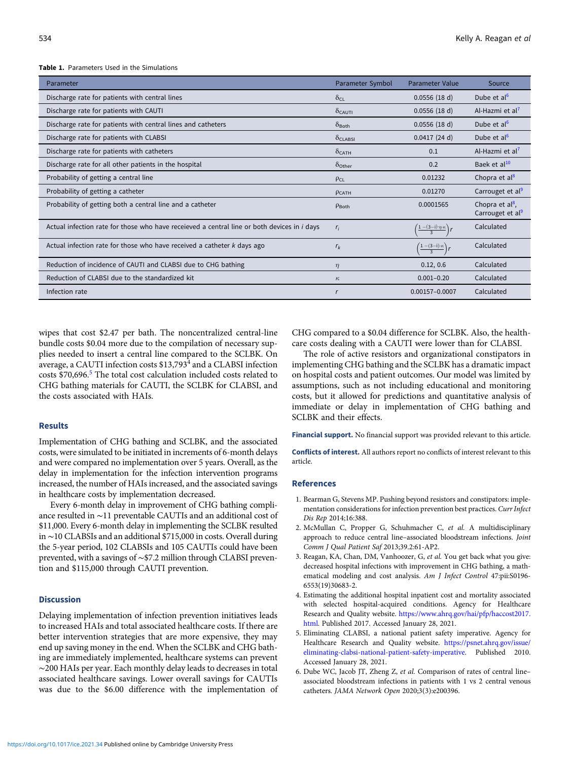**Table 1.** Parameters Used in the Simulations

| Parameter | Parameter Symbol | Parameter Value | Source |
|---|---|---|---|
| Discharge rate for patients with central lines | $\delta_{CL}$ | 0.0556 (18 d) | Dube et al[6] |
| Discharge rate for patients with CAUTI | $\delta_{CAUTI}$ | 0.0556 (18 d) | Al-Hazmi et al[7] |
| Discharge rate for patients with central lines and catheters | $\delta_{Both}$ | 0.0556 (18 d) | Dube et al[6] |
| Discharge rate for patients with CLABSI | $\delta_{CLABSI}$ | 0.0417 (24 d) | Dube et al[6] |
| Discharge rate for patients with catheters | $\delta_{CATH}$ | 0.1 | Al-Hazmi et al[7] |
| Discharge rate for all other patients in the hospital | $\delta_{Other}$ | 0.2 | Baek et al[10] |
| Probability of getting a central line | $\rho_{CL}$ | 0.01232 | Chopra et al[8] |
| Probability of getting a catheter | $\rho_{CATH}$ | 0.01270 | Carrouget et al[9] |
| Probability of getting both a central line and a catheter | $\rho_{Both}$ | 0.0001565 | Chopra et al[8], Carrouget et al[9] |
| Actual infection rate for those who have receieved a central line or both devices in *i* days | $r_i$ | $\left(\frac{1-(3-i)\cdot\eta\cdot\kappa}{3}\right)r$ | Calculated |
| Actual infection rate for those who have received a catheter *k* days ago | $r_k$ | $\left(\frac{1-(3-i)\cdot\kappa}{3}\right)r$ | Calculated |
| Reduction of incidence of CAUTI and CLABSI due to CHG bathing | $\eta$ | 0.12, 0.6 | Calculated |
| Reduction of CLABSI due to the standardized kit | $\kappa$ | 0.001–0.20 | Calculated |
| Infection rate | $r$ | 0.00157–0.0007 | Calculated |

wipes that cost $2.47 per bath. The noncentralized central-line bundle costs $0.04 more due to the compilation of necessary supplies needed to insert a central line compared to the SCLBK. On average, a CAUTI infection costs $13,793[4] and a CLABSI infection costs $70,696.[5] The total cost calculation included costs related to CHG bathing materials for CAUTI, the SCLBK for CLABSI, and the costs associated with HAIs.

## Results

Implementation of CHG bathing and SCLBK, and the associated costs, were simulated to be initiated in increments of 6-month delays and were compared no implementation over 5 years. Overall, as the delay in implementation for the infection intervention programs increased, the number of HAIs increased, and the associated savings in healthcare costs by implementation decreased.

Every 6-month delay in improvement of CHG bathing compliance resulted in ~11 preventable CAUTIs and an additional cost of $11,000. Every 6-month delay in implementing the SCLBK resulted in ~10 CLABSIs and an additional $715,000 in costs. Overall during the 5-year period, 102 CLABSIs and 105 CAUTIs could have been prevented, with a savings of ~$7.2 million through CLABSI prevention and $115,000 through CAUTI prevention.

## Discussion

Delaying implementation of infection prevention initiatives leads to increased HAIs and total associated healthcare costs. If there are better intervention strategies that are more expensive, they may end up saving money in the end. When the SCLBK and CHG bathing are immediately implemented, healthcare systems can prevent ~200 HAIs per year. Each monthly delay leads to decreases in total associated healthcare savings. Lower overall savings for CAUTIs was due to the $6.00 difference with the implementation of CHG compared to a $0.04 difference for SCLBK. Also, the healthcare costs dealing with a CAUTI were lower than for CLABSI.

The role of active resistors and organizational constipators in implementing CHG bathing and the SCLBK has a dramatic impact on hospital costs and patient outcomes. Our model was limited by assumptions, such as not including educational and monitoring costs, but it allowed for predictions and quantitative analysis of immediate or delay in implementation of CHG bathing and SCLBK and their effects.

**Financial support.** No financial support was provided relevant to this article.

**Conflicts of interest.** All authors report no conflicts of interest relevant to this article.

## References

1. Bearman G, Stevens MP. Pushing beyond resistors and constipators: implementation considerations for infection prevention best practices. *Curr Infect Dis Rep* 2014;16:388.
2. McMullan C, Propper G, Schuhmacher C, *et al.* A multidisciplinary approach to reduce central line–associated bloodstream infections. *Joint Comm J Qual Patient Saf* 2013;39.2:61-AP2.
3. Reagan, KA, Chan, DM, Vanhoozer, G, *et al.* You get back what you give: decreased hospital infections with improvement in CHG bathing, a mathematical modeling and cost analysis. *Am J Infect Control* 47:pii:S0196-6553(19)30683-2.
4. Estimating the additional hospital inpatient cost and mortality associated with selected hospital-acquired conditions. Agency for Healthcare Research and Quality website. https://www.ahrq.gov/hai/pfp/haccost2017.html. Published 2017. Accessed January 28, 2021.
5. Eliminating CLABSI, a national patient safety imperative. Agency for Healthcare Research and Quality website. https://psnet.ahrq.gov/issue/eliminating-clabsi-national-patient-safety-imperative. Published 2010. Accessed January 28, 2021.
6. Dube WC, Jacob JT, Zheng Z, *et al.* Comparison of rates of central line–associated bloodstream infections in patients with 1 vs 2 central venous catheters. *JAMA Network Open* 2020;3(3):e200396.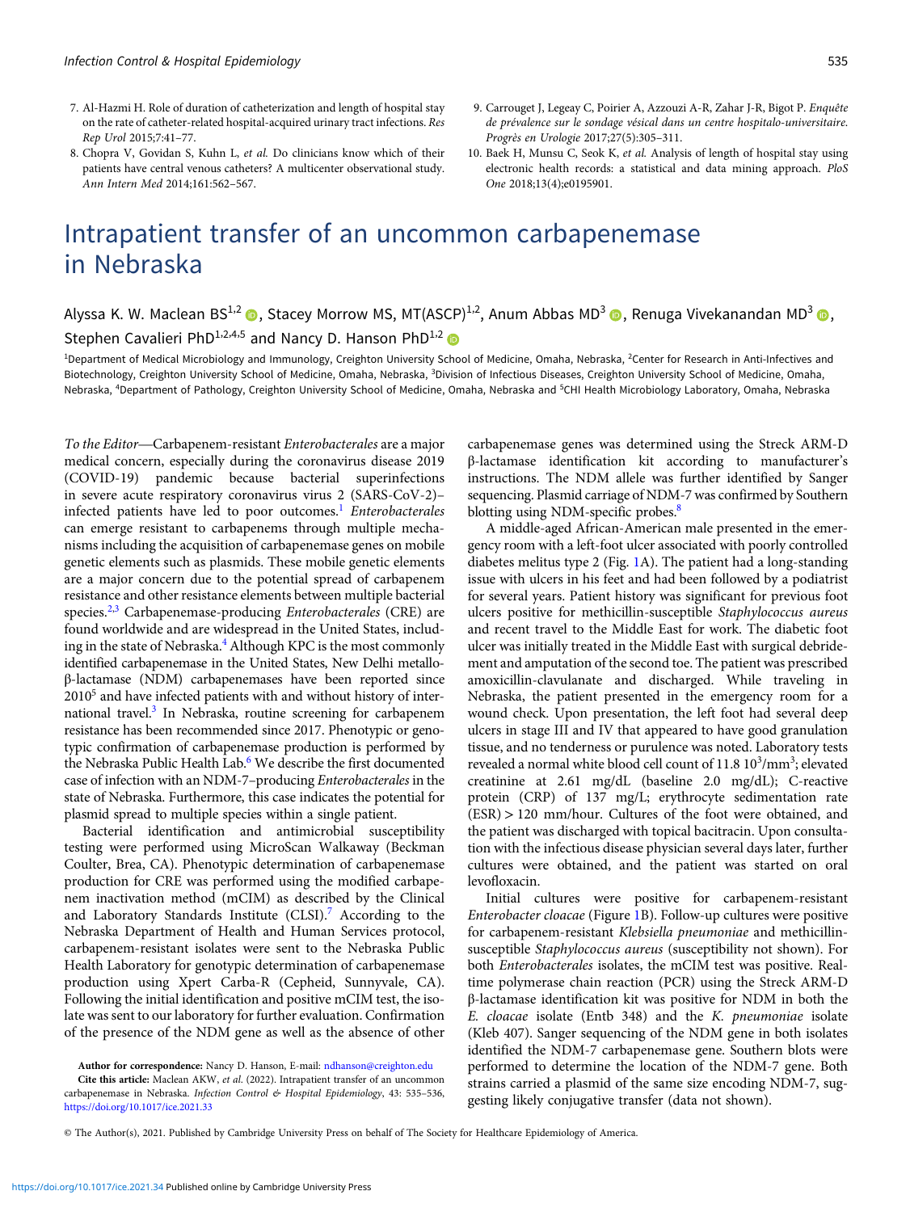7. Al-Hazmi H. Role of duration of catheterization and length of hospital stay on the rate of catheter-related hospital-acquired urinary tract infections. *Res Rep Urol* 2015;7:41–77.
8. Chopra V, Govidan S, Kuhn L, *et al.* Do clinicians know which of their patients have central venous catheters? A multicenter observational study. *Ann Intern Med* 2014;161:562–567.
9. Carrouget J, Legeay C, Poirier A, Azzouzi A-R, Zahar J-R, Bigot P. *Enquête de prévalence sur le sondage vésical dans un centre hospitalo-universitaire. Progrès en Urologie* 2017;27(5):305–311.
10. Baek H, Munsu C, Seok K, *et al.* Analysis of length of hospital stay using electronic health records: a statistical and data mining approach. *PloS One* 2018;13(4);e0195901.

# Intrapatient transfer of an uncommon carbapenemase in Nebraska

Alyssa K. W. Maclean BS[1,2], Stacey Morrow MS, MT(ASCP)[1,2], Anum Abbas MD[3], Renuga Vivekanandan MD[3], Stephen Cavalieri PhD[1,2,4,5] and Nancy D. Hanson PhD[1,2]

[1]Department of Medical Microbiology and Immunology, Creighton University School of Medicine, Omaha, Nebraska, [2]Center for Research in Anti-Infectives and Biotechnology, Creighton University School of Medicine, Omaha, Nebraska, [3]Division of Infectious Diseases, Creighton University School of Medicine, Omaha, Nebraska, [4]Department of Pathology, Creighton University School of Medicine, Omaha, Nebraska and [5]CHI Health Microbiology Laboratory, Omaha, Nebraska

*To the Editor*—Carbapenem-resistant *Enterobacterales* are a major medical concern, especially during the coronavirus disease 2019 (COVID-19) pandemic because bacterial superinfections in severe acute respiratory coronavirus virus 2 (SARS-CoV-2)–infected patients have led to poor outcomes.[1] *Enterobacterales* can emerge resistant to carbapenems through multiple mechanisms including the acquisition of carbapenemase genes on mobile genetic elements such as plasmids. These mobile genetic elements are a major concern due to the potential spread of carbapenem resistance and other resistance elements between multiple bacterial species.[2,3] Carbapenemase-producing *Enterobacterales* (CRE) are found worldwide and are widespread in the United States, including in the state of Nebraska.[4] Although KPC is the most commonly identified carbapenemase in the United States, New Delhi metallo-β-lactamase (NDM) carbapenemases have been reported since 2010[5] and have infected patients with and without history of international travel.[3] In Nebraska, routine screening for carbapenem resistance has been recommended since 2017. Phenotypic or genotypic confirmation of carbapenemase production is performed by the Nebraska Public Health Lab.[6] We describe the first documented case of infection with an NDM-7–producing *Enterobacterales* in the state of Nebraska. Furthermore, this case indicates the potential for plasmid spread to multiple species within a single patient.

Bacterial identification and antimicrobial susceptibility testing were performed using MicroScan Walkaway (Beckman Coulter, Brea, CA). Phenotypic determination of carbapenemase production for CRE was performed using the modified carbapenem inactivation method (mCIM) as described by the Clinical and Laboratory Standards Institute (CLSI).[7] According to the Nebraska Department of Health and Human Services protocol, carbapenem-resistant isolates were sent to the Nebraska Public Health Laboratory for genotypic determination of carbapenemase production using Xpert Carba-R (Cepheid, Sunnyvale, CA). Following the initial identification and positive mCIM test, the isolate was sent to our laboratory for further evaluation. Confirmation of the presence of the NDM gene as well as the absence of other carbapenemase genes was determined using the Streck ARM-D β-lactamase identification kit according to manufacturer's instructions. The NDM allele was further identified by Sanger sequencing. Plasmid carriage of NDM-7 was confirmed by Southern blotting using NDM-specific probes.[8]

A middle-aged African-American male presented in the emergency room with a left-foot ulcer associated with poorly controlled diabetes melitus type 2 (Fig. 1A). The patient had a long-standing issue with ulcers in his feet and had been followed by a podiatrist for several years. Patient history was significant for previous foot ulcers positive for methicillin-susceptible *Staphylococcus aureus* and recent travel to the Middle East for work. The diabetic foot ulcer was initially treated in the Middle East with surgical debridement and amputation of the second toe. The patient was prescribed amoxicillin-clavulanate and discharged. While traveling in Nebraska, the patient presented in the emergency room for a wound check. Upon presentation, the left foot had several deep ulcers in stage III and IV that appeared to have good granulation tissue, and no tenderness or purulence was noted. Laboratory tests revealed a normal white blood cell count of 11.8 $10^3$/mm$^3$; elevated creatinine at 2.61 mg/dL (baseline 2.0 mg/dL); C-reactive protein (CRP) of 137 mg/L; erythrocyte sedimentation rate (ESR) > 120 mm/hour. Cultures of the foot were obtained, and the patient was discharged with topical bacitracin. Upon consultation with the infectious disease physician several days later, further cultures were obtained, and the patient was started on oral levofloxacin.

Initial cultures were positive for carbapenem-resistant *Enterobacter cloacae* (Figure 1B). Follow-up cultures were positive for carbapenem-resistant *Klebsiella pneumoniae* and methicillin-susceptible *Staphylococcus aureus* (susceptibility not shown). For both *Enterobacterales* isolates, the mCIM test was positive. Real-time polymerase chain reaction (PCR) using the Streck ARM-D β-lactamase identification kit was positive for NDM in both the *E. cloacae* isolate (Entb 348) and the *K. pneumoniae* isolate (Kleb 407). Sanger sequencing of the NDM gene in both isolates identified the NDM-7 carbapenemase gene. Southern blots were performed to determine the location of the NDM-7 gene. Both strains carried a plasmid of the same size encoding NDM-7, suggesting likely conjugative transfer (data not shown).

**Author for correspondence:** Nancy D. Hanson, E-mail: ndhanson@creighton.edu

**Cite this article:** Maclean AKW, *et al.* (2022). Intrapatient transfer of an uncommon carbapenemase in Nebraska. *Infection Control & Hospital Epidemiology*, 43: 535–536, https://doi.org/10.1017/ice.2021.33

© The Author(s), 2021. Published by Cambridge University Press on behalf of The Society for Healthcare Epidemiology of America.